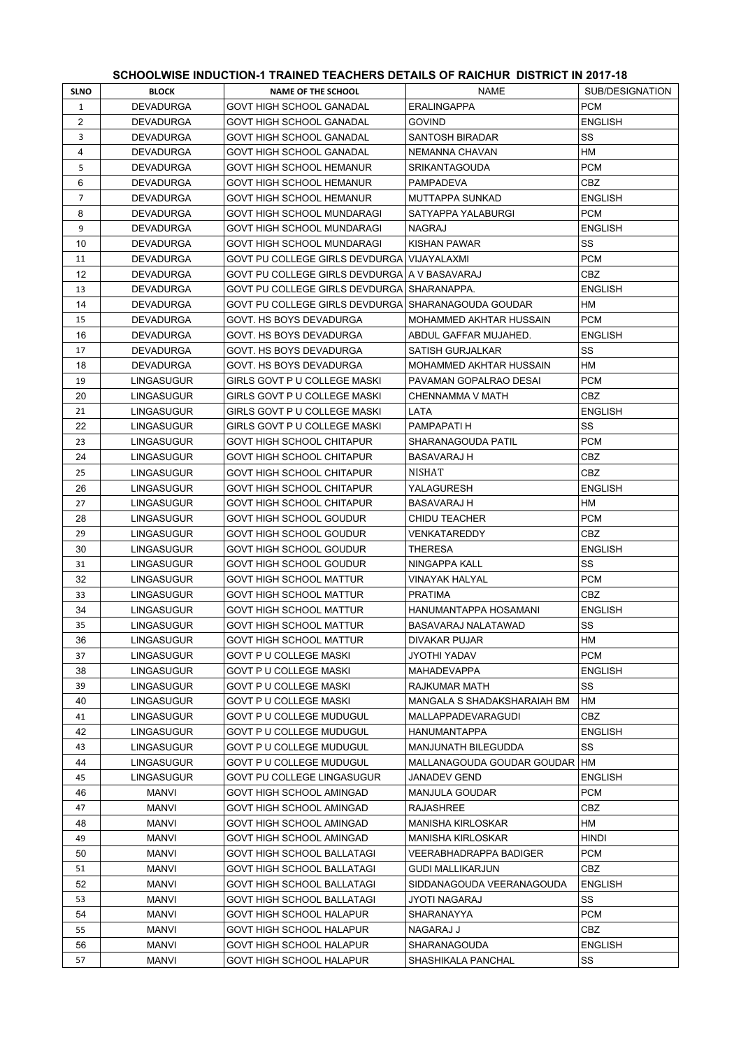## SCHOOLWISE INDUCTION-1 TRAINED TEACHERS DETAILS OF RAICHUR DISTRICT IN 2017-18

| SLNO | BLOCK | NAME OF THE SCHOOL | NAME | SUB/DESIGNATION |
|---|---|---|---|---|
| 1 | DEVADURGA | GOVT HIGH SCHOOL GANADAL | ERALINGAPPA | PCM |
| 2 | DEVADURGA | GOVT HIGH SCHOOL GANADAL | GOVIND | ENGLISH |
| 3 | DEVADURGA | GOVT HIGH SCHOOL GANADAL | SANTOSH BIRADAR | SS |
| 4 | DEVADURGA | GOVT HIGH SCHOOL GANADAL | NEMANNA CHAVAN | HM |
| 5 | DEVADURGA | GOVT HIGH SCHOOL HEMANUR | SRIKANTAGOUDA | PCM |
| 6 | DEVADURGA | GOVT HIGH SCHOOL HEMANUR | PAMPADEVA | CBZ |
| 7 | DEVADURGA | GOVT HIGH SCHOOL HEMANUR | MUTTAPPA SUNKAD | ENGLISH |
| 8 | DEVADURGA | GOVT HIGH SCHOOL MUNDARAGI | SATYAPPA YALABURGI | PCM |
| 9 | DEVADURGA | GOVT HIGH SCHOOL MUNDARAGI | NAGRAJ | ENGLISH |
| 10 | DEVADURGA | GOVT HIGH SCHOOL MUNDARAGI | KISHAN PAWAR | SS |
| 11 | DEVADURGA | GOVT PU COLLEGE GIRLS DEVDURGA | VIJAYALAXMI | PCM |
| 12 | DEVADURGA | GOVT PU COLLEGE GIRLS DEVDURGA | A V BASAVARAJ | CBZ |
| 13 | DEVADURGA | GOVT PU COLLEGE GIRLS DEVDURGA | SHARANAPPA. | ENGLISH |
| 14 | DEVADURGA | GOVT PU COLLEGE GIRLS DEVDURGA | SHARANAGOUDA GOUDAR | HM |
| 15 | DEVADURGA | GOVT. HS BOYS DEVADURGA | MOHAMMED AKHTAR HUSSAIN | PCM |
| 16 | DEVADURGA | GOVT. HS BOYS DEVADURGA | ABDUL GAFFAR MUJAHED. | ENGLISH |
| 17 | DEVADURGA | GOVT. HS BOYS DEVADURGA | SATISH GURJALKAR | SS |
| 18 | DEVADURGA | GOVT. HS BOYS DEVADURGA | MOHAMMED AKHTAR HUSSAIN | HM |
| 19 | LINGASUGUR | GIRLS GOVT P U COLLEGE MASKI | PAVAMAN GOPALRAO DESAI | PCM |
| 20 | LINGASUGUR | GIRLS GOVT P U COLLEGE MASKI | CHENNAMMA V MATH | CBZ |
| 21 | LINGASUGUR | GIRLS GOVT P U COLLEGE MASKI | LATA | ENGLISH |
| 22 | LINGASUGUR | GIRLS GOVT P U COLLEGE MASKI | PAMPAPATI H | SS |
| 23 | LINGASUGUR | GOVT HIGH SCHOOL CHITAPUR | SHARANAGOUDA PATIL | PCM |
| 24 | LINGASUGUR | GOVT HIGH SCHOOL CHITAPUR | BASAVARAJ H | CBZ |
| 25 | LINGASUGUR | GOVT HIGH SCHOOL CHITAPUR | NISHAT | CBZ |
| 26 | LINGASUGUR | GOVT HIGH SCHOOL CHITAPUR | YALAGURESH | ENGLISH |
| 27 | LINGASUGUR | GOVT HIGH SCHOOL CHITAPUR | BASAVARAJ H | HM |
| 28 | LINGASUGUR | GOVT HIGH SCHOOL GOUDUR | CHIDU TEACHER | PCM |
| 29 | LINGASUGUR | GOVT HIGH SCHOOL GOUDUR | VENKATAREDDY | CBZ |
| 30 | LINGASUGUR | GOVT HIGH SCHOOL GOUDUR | THERESA | ENGLISH |
| 31 | LINGASUGUR | GOVT HIGH SCHOOL GOUDUR | NINGAPPA KALL | SS |
| 32 | LINGASUGUR | GOVT HIGH SCHOOL MATTUR | VINAYAK HALYAL | PCM |
| 33 | LINGASUGUR | GOVT HIGH SCHOOL MATTUR | PRATIMA | CBZ |
| 34 | LINGASUGUR | GOVT HIGH SCHOOL MATTUR | HANUMANTAPPA HOSAMANI | ENGLISH |
| 35 | LINGASUGUR | GOVT HIGH SCHOOL MATTUR | BASAVARAJ NALATAWAD | SS |
| 36 | LINGASUGUR | GOVT HIGH SCHOOL MATTUR | DIVAKAR PUJAR | HM |
| 37 | LINGASUGUR | GOVT P U COLLEGE MASKI | JYOTHI YADAV | PCM |
| 38 | LINGASUGUR | GOVT P U COLLEGE MASKI | MAHADEVAPPA | ENGLISH |
| 39 | LINGASUGUR | GOVT P U COLLEGE MASKI | RAJKUMAR MATH | SS |
| 40 | LINGASUGUR | GOVT P U COLLEGE MASKI | MANGALA S SHADAKSHARAIAH BM | HM |
| 41 | LINGASUGUR | GOVT P U COLLEGE MUDUGUL | MALLAPPADEVARAGUDI | CBZ |
| 42 | LINGASUGUR | GOVT P U COLLEGE MUDUGUL | HANUMANTAPPA | ENGLISH |
| 43 | LINGASUGUR | GOVT P U COLLEGE MUDUGUL | MANJUNATH BILEGUDDA | SS |
| 44 | LINGASUGUR | GOVT P U COLLEGE MUDUGUL | MALLANAGOUDA GOUDAR GOUDAR | HM |
| 45 | LINGASUGUR | GOVT PU COLLEGE LINGASUGUR | JANADEV GEND | ENGLISH |
| 46 | MANVI | GOVT HIGH SCHOOL AMINGAD | MANJULA GOUDAR | PCM |
| 47 | MANVI | GOVT HIGH SCHOOL AMINGAD | RAJASHREE | CBZ |
| 48 | MANVI | GOVT HIGH SCHOOL AMINGAD | MANISHA KIRLOSKAR | HM |
| 49 | MANVI | GOVT HIGH SCHOOL AMINGAD | MANISHA KIRLOSKAR | HINDI |
| 50 | MANVI | GOVT HIGH SCHOOL BALLATAGI | VEERABHADRAPPA BADIGER | PCM |
| 51 | MANVI | GOVT HIGH SCHOOL BALLATAGI | GUDI MALLIKARJUN | CBZ |
| 52 | MANVI | GOVT HIGH SCHOOL BALLATAGI | SIDDANAGOUDA VEERANAGOUDA | ENGLISH |
| 53 | MANVI | GOVT HIGH SCHOOL BALLATAGI | JYOTI NAGARAJ | SS |
| 54 | MANVI | GOVT HIGH SCHOOL HALAPUR | SHARANAYYA | PCM |
| 55 | MANVI | GOVT HIGH SCHOOL HALAPUR | NAGARAJ J | CBZ |
| 56 | MANVI | GOVT HIGH SCHOOL HALAPUR | SHARANAGOUDA | ENGLISH |
| 57 | MANVI | GOVT HIGH SCHOOL HALAPUR | SHASHIKALA PANCHAL | SS |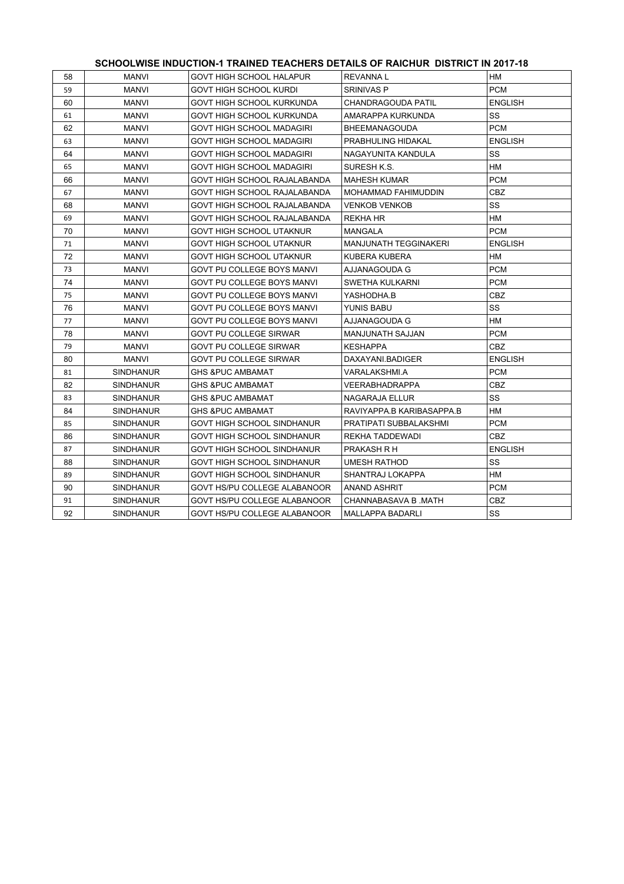**SCHOOLWISE INDUCTION-1 TRAINED TEACHERS DETAILS OF RAICHUR DISTRICT IN 2017-18**

| | | | | |
|---|---|---|---|---|
| 58 | MANVI | GOVT HIGH SCHOOL HALAPUR | REVANNA L | HM |
| 59 | MANVI | GOVT HIGH SCHOOL KURDI | SRINIVAS P | PCM |
| 60 | MANVI | GOVT HIGH SCHOOL KURKUNDA | CHANDRAGOUDA PATIL | ENGLISH |
| 61 | MANVI | GOVT HIGH SCHOOL KURKUNDA | AMARAPPA KURKUNDA | SS |
| 62 | MANVI | GOVT HIGH SCHOOL MADAGIRI | BHEEMANAGOUDA | PCM |
| 63 | MANVI | GOVT HIGH SCHOOL MADAGIRI | PRABHULING HIDAKAL | ENGLISH |
| 64 | MANVI | GOVT HIGH SCHOOL MADAGIRI | NAGAYUNITA KANDULA | SS |
| 65 | MANVI | GOVT HIGH SCHOOL MADAGIRI | SURESH K.S. | HM |
| 66 | MANVI | GOVT HIGH SCHOOL RAJALABANDA | MAHESH KUMAR | PCM |
| 67 | MANVI | GOVT HIGH SCHOOL RAJALABANDA | MOHAMMAD FAHIMUDDIN | CBZ |
| 68 | MANVI | GOVT HIGH SCHOOL RAJALABANDA | VENKOB VENKOB | SS |
| 69 | MANVI | GOVT HIGH SCHOOL RAJALABANDA | REKHA HR | HM |
| 70 | MANVI | GOVT HIGH SCHOOL UTAKNUR | MANGALA | PCM |
| 71 | MANVI | GOVT HIGH SCHOOL UTAKNUR | MANJUNATH TEGGINAKERI | ENGLISH |
| 72 | MANVI | GOVT HIGH SCHOOL UTAKNUR | KUBERA KUBERA | HM |
| 73 | MANVI | GOVT PU COLLEGE BOYS MANVI | AJJANAGOUDA G | PCM |
| 74 | MANVI | GOVT PU COLLEGE BOYS MANVI | SWETHA KULKARNI | PCM |
| 75 | MANVI | GOVT PU COLLEGE BOYS MANVI | YASHODHA.B | CBZ |
| 76 | MANVI | GOVT PU COLLEGE BOYS MANVI | YUNIS BABU | SS |
| 77 | MANVI | GOVT PU COLLEGE BOYS MANVI | AJJANAGOUDA G | HM |
| 78 | MANVI | GOVT PU COLLEGE SIRWAR | MANJUNATH SAJJAN | PCM |
| 79 | MANVI | GOVT PU COLLEGE SIRWAR | KESHAPPA | CBZ |
| 80 | MANVI | GOVT PU COLLEGE SIRWAR | DAXAYANI.BADIGER | ENGLISH |
| 81 | SINDHANUR | GHS &PUC AMBAMAT | VARALAKSHMI.A | PCM |
| 82 | SINDHANUR | GHS &PUC AMBAMAT | VEERABHADRAPPA | CBZ |
| 83 | SINDHANUR | GHS &PUC AMBAMAT | NAGARAJA ELLUR | SS |
| 84 | SINDHANUR | GHS &PUC AMBAMAT | RAVIYAPPA.B KARIBASAPPA.B | HM |
| 85 | SINDHANUR | GOVT HIGH SCHOOL SINDHANUR | PRATIPATI SUBBALAKSHMI | PCM |
| 86 | SINDHANUR | GOVT HIGH SCHOOL SINDHANUR | REKHA TADDEWADI | CBZ |
| 87 | SINDHANUR | GOVT HIGH SCHOOL SINDHANUR | PRAKASH R H | ENGLISH |
| 88 | SINDHANUR | GOVT HIGH SCHOOL SINDHANUR | UMESH RATHOD | SS |
| 89 | SINDHANUR | GOVT HIGH SCHOOL SINDHANUR | SHANTRAJ LOKAPPA | HM |
| 90 | SINDHANUR | GOVT HS/PU COLLEGE ALABANOOR | ANAND ASHRIT | PCM |
| 91 | SINDHANUR | GOVT HS/PU COLLEGE ALABANOOR | CHANNABASAVA B .MATH | CBZ |
| 92 | SINDHANUR | GOVT HS/PU COLLEGE ALABANOOR | MALLAPPA BADARLI | SS |